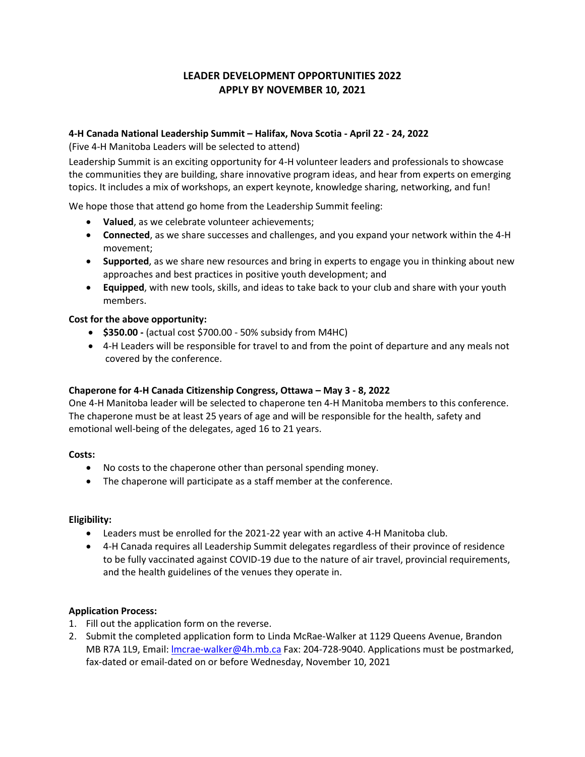# LEADER DEVELOPMENT OPPORTUNITIES 2022
# APPLY BY NOVEMBER 10, 2021

**4-H Canada National Leadership Summit – Halifax, Nova Scotia - April 22 - 24, 2022**

(Five 4-H Manitoba Leaders will be selected to attend)

Leadership Summit is an exciting opportunity for 4-H volunteer leaders and professionals to showcase the communities they are building, share innovative program ideas, and hear from experts on emerging topics. It includes a mix of workshops, an expert keynote, knowledge sharing, networking, and fun!

We hope those that attend go home from the Leadership Summit feeling:

- **Valued**, as we celebrate volunteer achievements;
- **Connected**, as we share successes and challenges, and you expand your network within the 4-H movement;
- **Supported**, as we share new resources and bring in experts to engage you in thinking about new approaches and best practices in positive youth development; and
- **Equipped**, with new tools, skills, and ideas to take back to your club and share with your youth members.

**Cost for the above opportunity:**

- **$350.00 -** (actual cost $700.00 - 50% subsidy from M4HC)
- 4-H Leaders will be responsible for travel to and from the point of departure and any meals not covered by the conference.

**Chaperone for 4-H Canada Citizenship Congress, Ottawa – May 3 - 8, 2022**

One 4-H Manitoba leader will be selected to chaperone ten 4-H Manitoba members to this conference. The chaperone must be at least 25 years of age and will be responsible for the health, safety and emotional well-being of the delegates, aged 16 to 21 years.

**Costs:**

- No costs to the chaperone other than personal spending money.
- The chaperone will participate as a staff member at the conference.

**Eligibility:**

- Leaders must be enrolled for the 2021-22 year with an active 4-H Manitoba club.
- 4-H Canada requires all Leadership Summit delegates regardless of their province of residence to be fully vaccinated against COVID-19 due to the nature of air travel, provincial requirements, and the health guidelines of the venues they operate in.

**Application Process:**

1. Fill out the application form on the reverse.
2. Submit the completed application form to Linda McRae-Walker at 1129 Queens Avenue, Brandon MB R7A 1L9, Email: lmcrae-walker@4h.mb.ca Fax: 204-728-9040. Applications must be postmarked, fax-dated or email-dated on or before Wednesday, November 10, 2021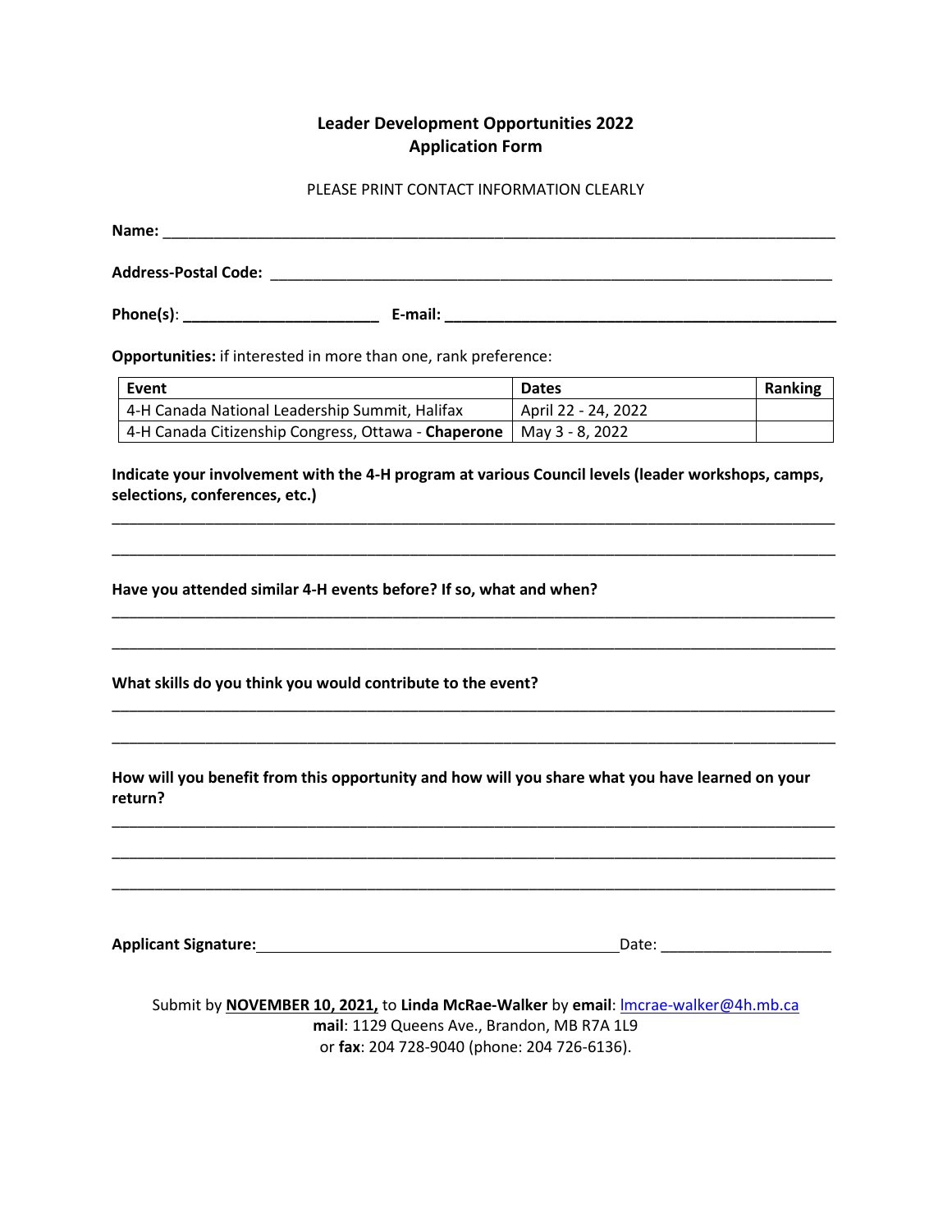# Leader Development Opportunities 2022
## Application Form

PLEASE PRINT CONTACT INFORMATION CLEARLY

**Name:** ___________________________________________________________________________

**Address-Postal Code:** ______________________________________________________________

**Phone(s)**: ______________________ **E-mail:** ____________________________________________

**Opportunities:** if interested in more than one, rank preference:

| Event | Dates | Ranking |
|---|---|---|
| 4-H Canada National Leadership Summit, Halifax | April 22 - 24, 2022 | |
| 4-H Canada Citizenship Congress, Ottawa - **Chaperone** | May 3 - 8, 2022 | |

**Indicate your involvement with the 4-H program at various Council levels (leader workshops, camps, selections, conferences, etc.)**

_______________________________________________________________________________

_______________________________________________________________________________

**Have you attended similar 4-H events before? If so, what and when?**

_______________________________________________________________________________

_______________________________________________________________________________

**What skills do you think you would contribute to the event?**

_______________________________________________________________________________

_______________________________________________________________________________

**How will you benefit from this opportunity and how will you share what you have learned on your return?**

_______________________________________________________________________________

_______________________________________________________________________________

_______________________________________________________________________________

**Applicant Signature:**_________________________________________ Date: __________________

Submit by **NOVEMBER 10, 2021,** to **Linda McRae-Walker** by **email**: lmcrae-walker@4h.mb.ca
**mail**: 1129 Queens Ave., Brandon, MB R7A 1L9
or **fax**: 204 728-9040 (phone: 204 726-6136).